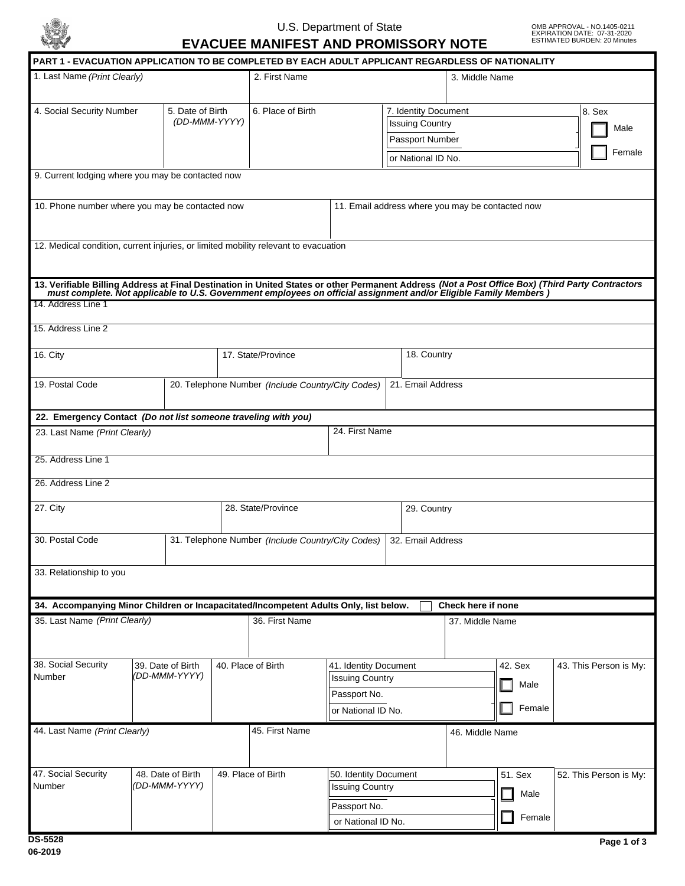U.S. Department of State

# EVACUEE MANIFEST AND PROMISSORY NOTE

OMB APPROVAL - NO.1405-0211
EXPIRATION DATE: 07-31-2020
ESTIMATED BURDEN: 20 Minutes

## PART 1 - EVACUATION APPLICATION TO BE COMPLETED BY EACH ADULT APPLICANT REGARDLESS OF NATIONALITY

| 1. Last Name *(Print Clearly)* | 2. First Name | 3. Middle Name |
|---|---|---|
| | | |

| 4. Social Security Number | 5. Date of Birth *(DD-MMM-YYYY)* | 6. Place of Birth | 7. Identity Document: Issuing Country / Passport Number / or National ID No. | 8. Sex: ☐ Male ☐ Female |
|---|---|---|---|---|
| | | | | |

9. Current lodging where you may be contacted now

| 10. Phone number where you may be contacted now | 11. Email address where you may be contacted now |
|---|---|
| | |

12. Medical condition, current injuries, or limited mobility relevant to evacuation

**13. Verifiable Billing Address at Final Destination in United States or other Permanent Address** ***(Not a Post Office Box) (Third Party Contractors must complete. Not applicable to U.S. Government employees on official assignment and/or Eligible Family Members )***

14. Address Line 1

15. Address Line 2

| 16. City | 17. State/Province | 18. Country |
|---|---|---|
| | | |

| 19. Postal Code | 20. Telephone Number *(Include Country/City Codes)* | 21. Email Address |
|---|---|---|
| | | |

**22. Emergency Contact** ***(Do not list someone traveling with you)***

| 23. Last Name *(Print Clearly)* | 24. First Name |
|---|---|
| | |

25. Address Line 1

26. Address Line 2

| 27. City | 28. State/Province | 29. Country |
|---|---|---|
| | | |

| 30. Postal Code | 31. Telephone Number *(Include Country/City Codes)* | 32. Email Address |
|---|---|---|
| | | |

33. Relationship to you

**34. Accompanying Minor Children or Incapacitated/Incompetent Adults Only, list below.** ☐ **Check here if none**

| 35. Last Name *(Print Clearly)* | 36. First Name | 37. Middle Name |
|---|---|---|
| | | |

| 38. Social Security Number | 39. Date of Birth *(DD-MMM-YYYY)* | 40. Place of Birth | 41. Identity Document: Issuing Country / Passport No. / or National ID No. | 42. Sex: ☐ Male ☐ Female | 43. This Person is My: |
|---|---|---|---|---|---|
| | | | | | |

| 44. Last Name *(Print Clearly)* | 45. First Name | 46. Middle Name |
|---|---|---|
| | | |

| 47. Social Security Number | 48. Date of Birth *(DD-MMM-YYYY)* | 49. Place of Birth | 50. Identity Document: Issuing Country / Passport No. / or National ID No. | 51. Sex: ☐ Male ☐ Female | 52. This Person is My: |
|---|---|---|---|---|---|
| | | | | | |

DS-5528
06-2019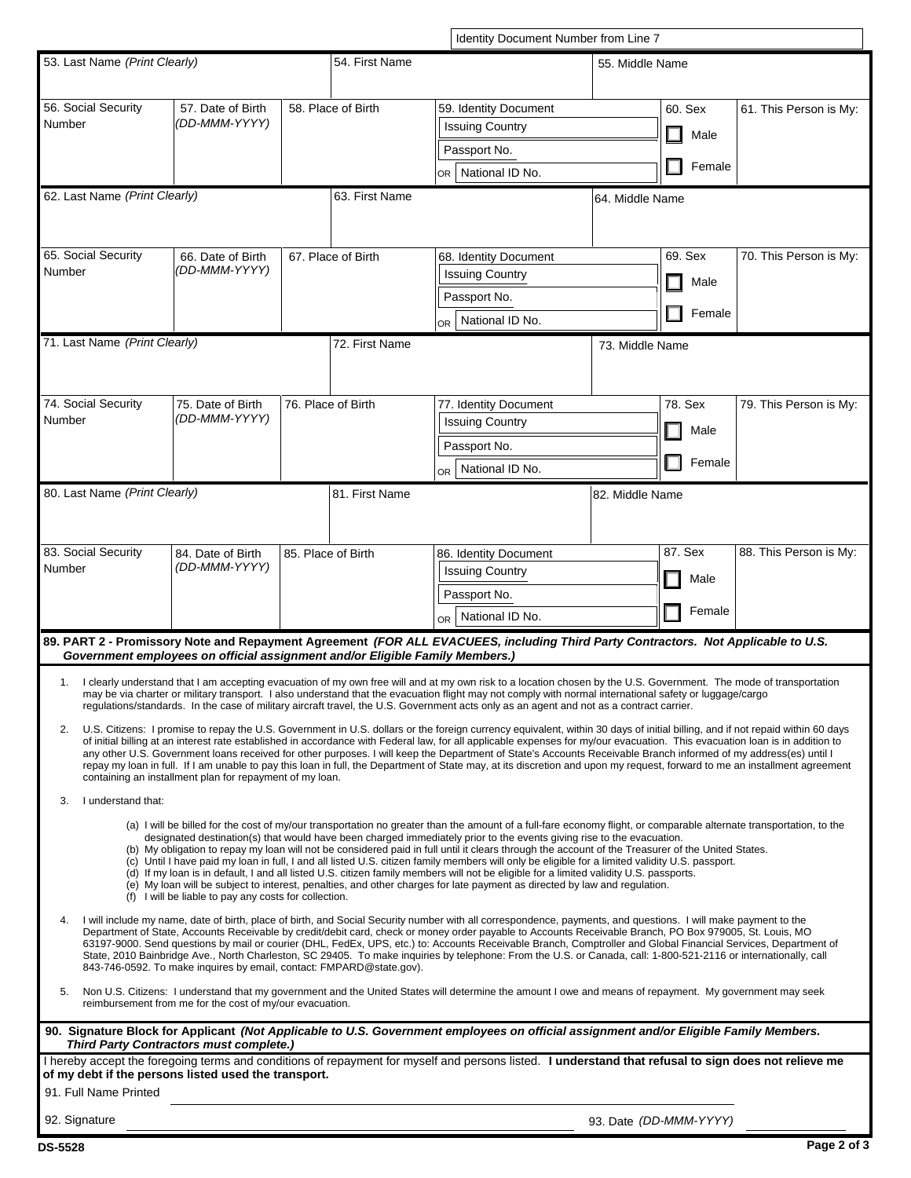Identity Document Number from Line 7

| 53. Last Name *(Print Clearly)* | | 54. First Name | | 55. Middle Name | |
|---|---|---|---|---|---|
| 56. Social Security Number | 57. Date of Birth *(DD-MMM-YYYY)* | 58. Place of Birth | 59. Identity Document<br>Issuing Country<br>Passport No.<br>OR National ID No. | 60. Sex<br>☐ Male<br>☐ Female | 61. This Person is My: |

| 62. Last Name *(Print Clearly)* | | 63. First Name | | 64. Middle Name | |
|---|---|---|---|---|---|
| 65. Social Security Number | 66. Date of Birth *(DD-MMM-YYYY)* | 67. Place of Birth | 68. Identity Document<br>Issuing Country<br>Passport No.<br>OR National ID No. | 69. Sex<br>☐ Male<br>☐ Female | 70. This Person is My: |

| 71. Last Name *(Print Clearly)* | | 72. First Name | | 73. Middle Name | |
|---|---|---|---|---|---|
| 74. Social Security Number | 75. Date of Birth *(DD-MMM-YYYY)* | 76. Place of Birth | 77. Identity Document<br>Issuing Country<br>Passport No.<br>OR National ID No. | 78. Sex<br>☐ Male<br>☐ Female | 79. This Person is My: |

| 80. Last Name *(Print Clearly)* | | 81. First Name | | 82. Middle Name | |
|---|---|---|---|---|---|
| 83. Social Security Number | 84. Date of Birth *(DD-MMM-YYYY)* | 85. Place of Birth | 86. Identity Document<br>Issuing Country<br>Passport No.<br>OR National ID No. | 87. Sex<br>☐ Male<br>☐ Female | 88. This Person is My: |

**89. PART 2 - Promissory Note and Repayment Agreement** ***(FOR ALL EVACUEES, including Third Party Contractors. Not Applicable to U.S. Government employees on official assignment and/or Eligible Family Members.)***

1. I clearly understand that I am accepting evacuation of my own free will and at my own risk to a location chosen by the U.S. Government. The mode of transportation may be via charter or military transport. I also understand that the evacuation flight may not comply with normal international safety or luggage/cargo regulations/standards. In the case of military aircraft travel, the U.S. Government acts only as an agent and not as a contract carrier.

2. U.S. Citizens: I promise to repay the U.S. Government in U.S. dollars or the foreign currency equivalent, within 30 days of initial billing, and if not repaid within 60 days of initial billing at an interest rate established in accordance with Federal law, for all applicable expenses for my/our evacuation. This evacuation loan is in addition to any other U.S. Government loans received for other purposes. I will keep the Department of State's Accounts Receivable Branch informed of my address(es) until I repay my loan in full. If I am unable to pay this loan in full, the Department of State may, at its discretion and upon my request, forward to me an installment agreement containing an installment plan for repayment of my loan.

3. I understand that:

   (a) I will be billed for the cost of my/our transportation no greater than the amount of a full-fare economy flight, or comparable alternate transportation, to the designated destination(s) that would have been charged immediately prior to the events giving rise to the evacuation.
   (b) My obligation to repay my loan will not be considered paid in full until it clears through the account of the Treasurer of the United States.
   (c) Until I have paid my loan in full, I and all listed U.S. citizen family members will only be eligible for a limited validity U.S. passport.
   (d) If my loan is in default, I and all listed U.S. citizen family members will not be eligible for a limited validity U.S. passports.
   (e) My loan will be subject to interest, penalties, and other charges for late payment as directed by law and regulation.
   (f) I will be liable to pay any costs for collection.

4. I will include my name, date of birth, place of birth, and Social Security number with all correspondence, payments, and questions. I will make payment to the Department of State, Accounts Receivable by credit/debit card, check or money order payable to Accounts Receivable Branch, PO Box 979005, St. Louis, MO 63197-9000. Send questions by mail or courier (DHL, FedEx, UPS, etc.) to: Accounts Receivable Branch, Comptroller and Global Financial Services, Department of State, 2010 Bainbridge Ave., North Charleston, SC 29405. To make inquiries by telephone: From the U.S. or Canada, call: 1-800-521-2116 or internationally, call 843-746-0592. To make inquires by email, contact: FMPARD@state.gov).

5. Non U.S. Citizens: I understand that my government and the United States will determine the amount I owe and means of repayment. My government may seek reimbursement from me for the cost of my/our evacuation.

**90. Signature Block for Applicant** ***(Not Applicable to U.S. Government employees on official assignment and/or Eligible Family Members. Third Party Contractors must complete.)***

I hereby accept the foregoing terms and conditions of repayment for myself and persons listed. **I understand that refusal to sign does not relieve me of my debt if the persons listed used the transport.**

91. Full Name Printed ______________________________

92. Signature ______________________________ 93. Date *(DD-MMM-YYYY)* ____________

DS-5528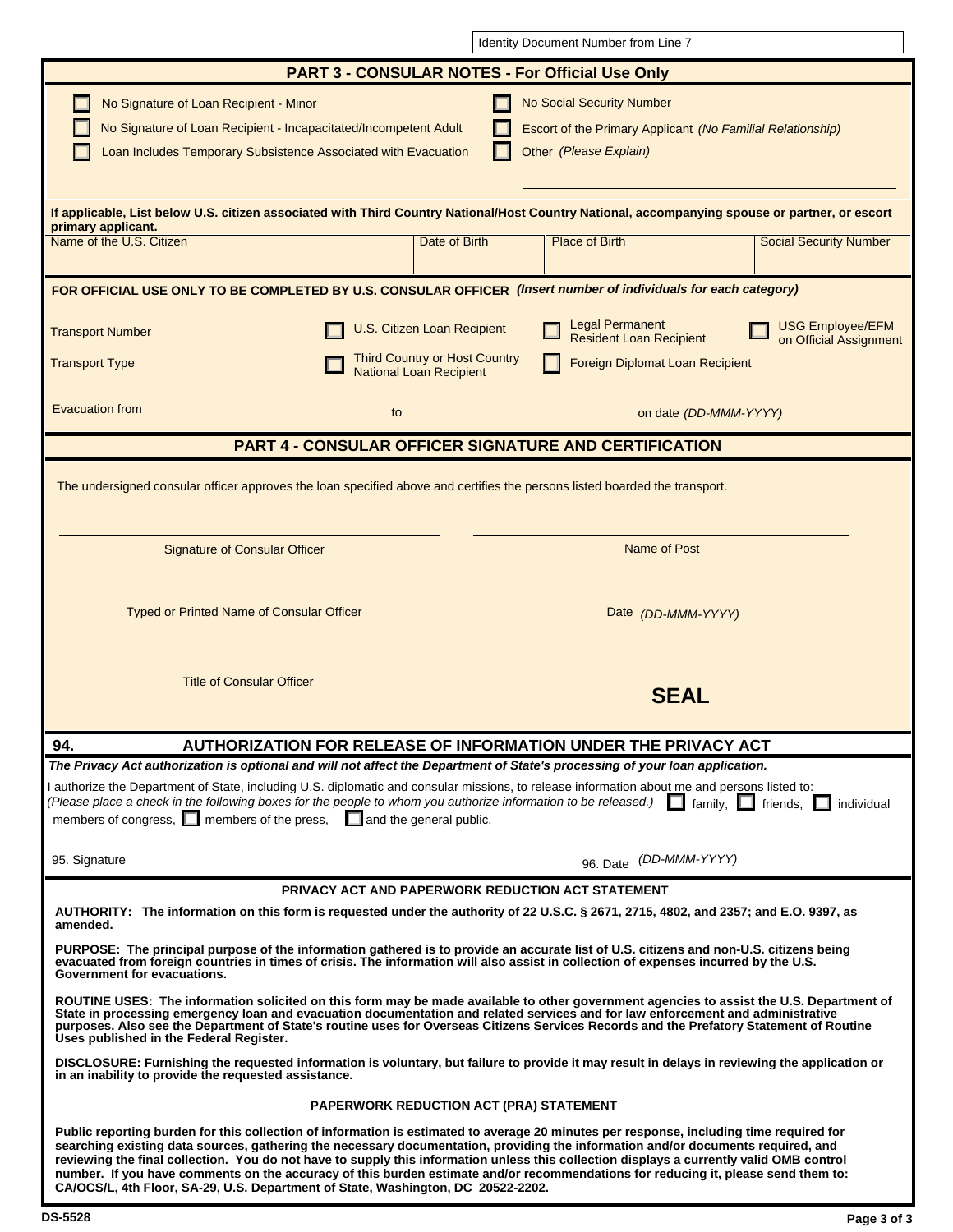Identity Document Number from Line 7

## PART 3 - CONSULAR NOTES - For Official Use Only

- ☐ No Signature of Loan Recipient - Minor
- ☐ No Signature of Loan Recipient - Incapacitated/Incompetent Adult
- ☐ Loan Includes Temporary Subsistence Associated with Evacuation
- ☐ No Social Security Number
- ☐ Escort of the Primary Applicant *(No Familial Relationship)*
- ☐ Other *(Please Explain)*

**If applicable, List below U.S. citizen associated with Third Country National/Host Country National, accompanying spouse or partner, or escort primary applicant.**

| Name of the U.S. Citizen | Date of Birth | Place of Birth | Social Security Number |
|---|---|---|---|
| | | | |

**FOR OFFICIAL USE ONLY TO BE COMPLETED BY U.S. CONSULAR OFFICER** ***(Insert number of individuals for each category)***

Transport Number

Transport Type

- ☐ U.S. Citizen Loan Recipient
- ☐ Third Country or Host Country National Loan Recipient
- ☐ Legal Permanent Resident Loan Recipient
- ☐ Foreign Diplomat Loan Recipient
- ☐ USG Employee/EFM on Official Assignment

Evacuation from to on date *(DD-MMM-YYYY)*

## PART 4 - CONSULAR OFFICER SIGNATURE AND CERTIFICATION

The undersigned consular officer approves the loan specified above and certifies the persons listed boarded the transport.

Signature of Consular Officer

Name of Post

Typed or Printed Name of Consular Officer

Date *(DD-MMM-YYYY)*

Title of Consular Officer

**SEAL**

## 94. AUTHORIZATION FOR RELEASE OF INFORMATION UNDER THE PRIVACY ACT

***The Privacy Act authorization is optional and will not affect the Department of State's processing of your loan application.***

I authorize the Department of State, including U.S. diplomatic and consular missions, to release information about me and persons listed to: *(Please place a check in the following boxes for the people to whom you authorize information to be released.)* ☐ family, ☐ friends, ☐ individual members of congress, ☐ members of the press, ☐ and the general public.

95. Signature

96. Date *(DD-MMM-YYYY)*

### PRIVACY ACT AND PAPERWORK REDUCTION ACT STATEMENT

**AUTHORITY: The information on this form is requested under the authority of 22 U.S.C. § 2671, 2715, 4802, and 2357; and E.O. 9397, as amended.**

**PURPOSE: The principal purpose of the information gathered is to provide an accurate list of U.S. citizens and non-U.S. citizens being evacuated from foreign countries in times of crisis. The information will also assist in collection of expenses incurred by the U.S. Government for evacuations.**

**ROUTINE USES: The information solicited on this form may be made available to other government agencies to assist the U.S. Department of State in processing emergency loan and evacuation documentation and related services and for law enforcement and administrative purposes. Also see the Department of State's routine uses for Overseas Citizens Services Records and the Prefatory Statement of Routine Uses published in the Federal Register.**

**DISCLOSURE: Furnishing the requested information is voluntary, but failure to provide it may result in delays in reviewing the application or in an inability to provide the requested assistance.**

### PAPERWORK REDUCTION ACT (PRA) STATEMENT

**Public reporting burden for this collection of information is estimated to average 20 minutes per response, including time required for searching existing data sources, gathering the necessary documentation, providing the information and/or documents required, and reviewing the final collection. You do not have to supply this information unless this collection displays a currently valid OMB control number. If you have comments on the accuracy of this burden estimate and/or recommendations for reducing it, please send them to: CA/OCS/L, 4th Floor, SA-29, U.S. Department of State, Washington, DC 20522-2202.**

DS-5528